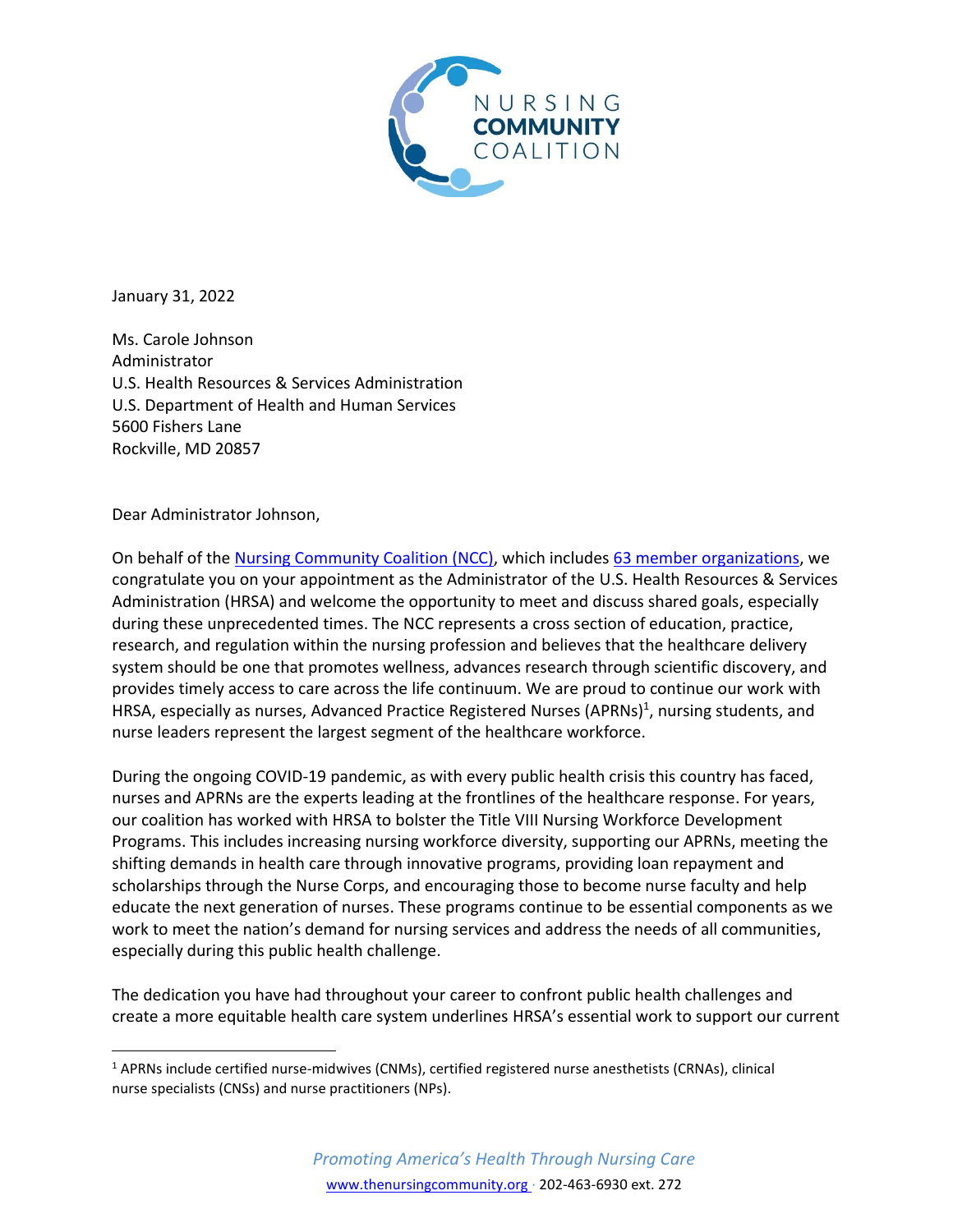NURSING COMMUNITY COALITION

January 31, 2022

Ms. Carole Johnson
Administrator
U.S. Health Resources & Services Administration
U.S. Department of Health and Human Services
5600 Fishers Lane
Rockville, MD 20857

Dear Administrator Johnson,

On behalf of the Nursing Community Coalition (NCC), which includes 63 member organizations, we congratulate you on your appointment as the Administrator of the U.S. Health Resources & Services Administration (HRSA) and welcome the opportunity to meet and discuss shared goals, especially during these unprecedented times. The NCC represents a cross section of education, practice, research, and regulation within the nursing profession and believes that the healthcare delivery system should be one that promotes wellness, advances research through scientific discovery, and provides timely access to care across the life continuum. We are proud to continue our work with HRSA, especially as nurses, Advanced Practice Registered Nurses (APRNs)[1], nursing students, and nurse leaders represent the largest segment of the healthcare workforce.

During the ongoing COVID-19 pandemic, as with every public health crisis this country has faced, nurses and APRNs are the experts leading at the frontlines of the healthcare response. For years, our coalition has worked with HRSA to bolster the Title VIII Nursing Workforce Development Programs. This includes increasing nursing workforce diversity, supporting our APRNs, meeting the shifting demands in health care through innovative programs, providing loan repayment and scholarships through the Nurse Corps, and encouraging those to become nurse faculty and help educate the next generation of nurses. These programs continue to be essential components as we work to meet the nation's demand for nursing services and address the needs of all communities, especially during this public health challenge.

The dedication you have had throughout your career to confront public health challenges and create a more equitable health care system underlines HRSA's essential work to support our current

[1] APRNs include certified nurse-midwives (CNMs), certified registered nurse anesthetists (CRNAs), clinical nurse specialists (CNSs) and nurse practitioners (NPs).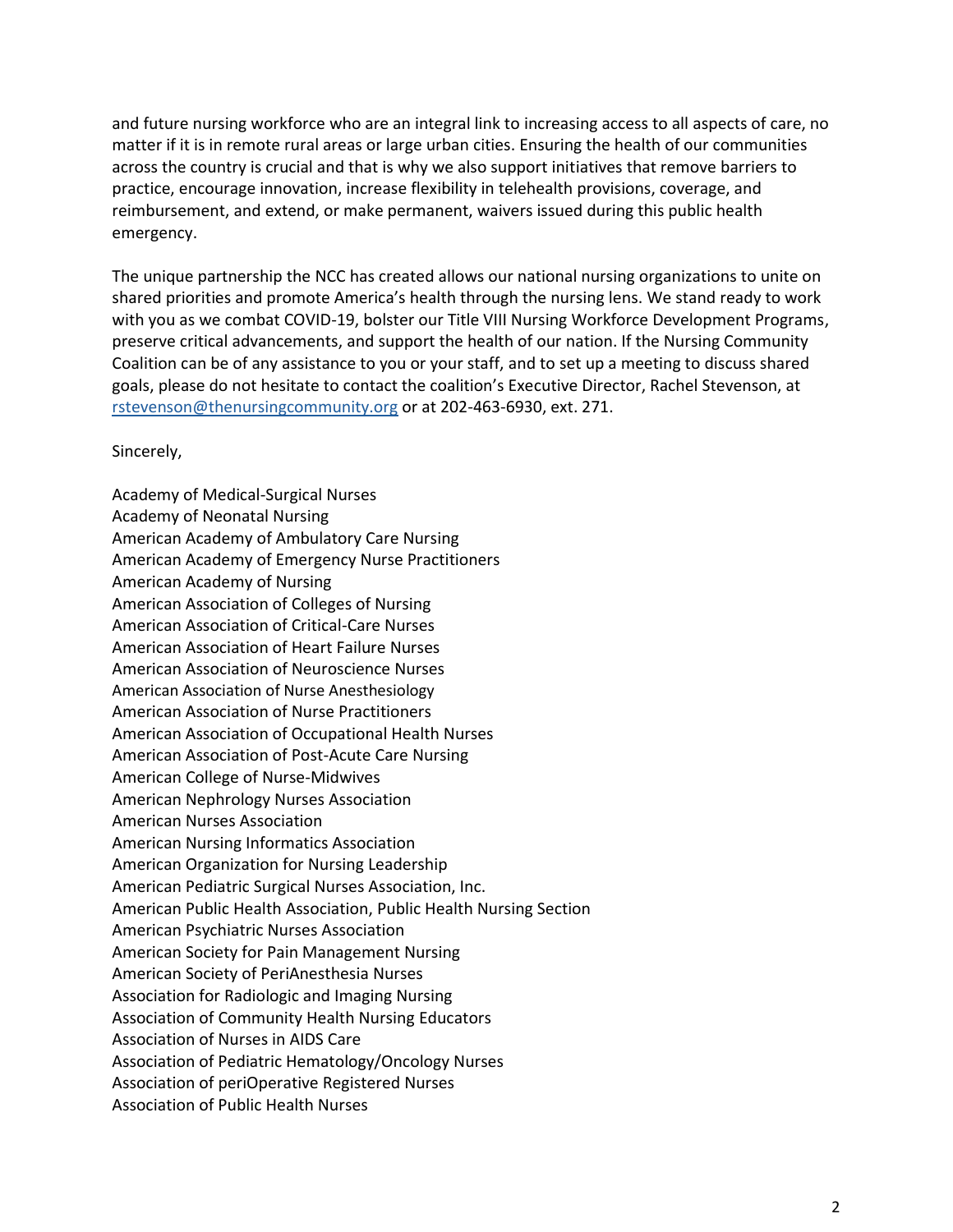and future nursing workforce who are an integral link to increasing access to all aspects of care, no matter if it is in remote rural areas or large urban cities. Ensuring the health of our communities across the country is crucial and that is why we also support initiatives that remove barriers to practice, encourage innovation, increase flexibility in telehealth provisions, coverage, and reimbursement, and extend, or make permanent, waivers issued during this public health emergency.

The unique partnership the NCC has created allows our national nursing organizations to unite on shared priorities and promote America's health through the nursing lens. We stand ready to work with you as we combat COVID-19, bolster our Title VIII Nursing Workforce Development Programs, preserve critical advancements, and support the health of our nation. If the Nursing Community Coalition can be of any assistance to you or your staff, and to set up a meeting to discuss shared goals, please do not hesitate to contact the coalition's Executive Director, Rachel Stevenson, at rstevenson@thenursingcommunity.org or at 202-463-6930, ext. 271.

Sincerely,

Academy of Medical-Surgical Nurses
Academy of Neonatal Nursing
American Academy of Ambulatory Care Nursing
American Academy of Emergency Nurse Practitioners
American Academy of Nursing
American Association of Colleges of Nursing
American Association of Critical-Care Nurses
American Association of Heart Failure Nurses
American Association of Neuroscience Nurses
American Association of Nurse Anesthesiology
American Association of Nurse Practitioners
American Association of Occupational Health Nurses
American Association of Post-Acute Care Nursing
American College of Nurse-Midwives
American Nephrology Nurses Association
American Nurses Association
American Nursing Informatics Association
American Organization for Nursing Leadership
American Pediatric Surgical Nurses Association, Inc.
American Public Health Association, Public Health Nursing Section
American Psychiatric Nurses Association
American Society for Pain Management Nursing
American Society of PeriAnesthesia Nurses
Association for Radiologic and Imaging Nursing
Association of Community Health Nursing Educators
Association of Nurses in AIDS Care
Association of Pediatric Hematology/Oncology Nurses
Association of periOperative Registered Nurses
Association of Public Health Nurses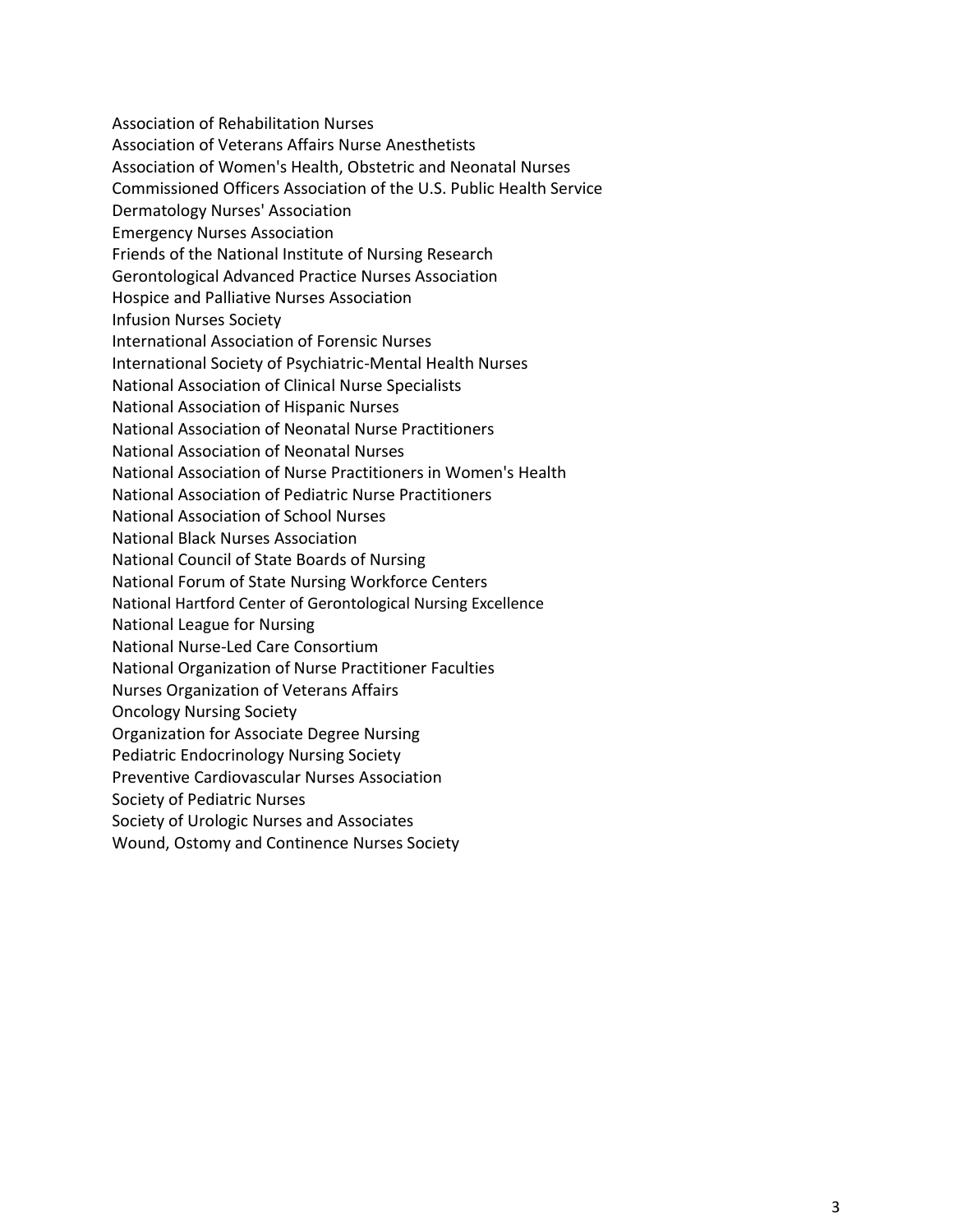Association of Rehabilitation Nurses
Association of Veterans Affairs Nurse Anesthetists
Association of Women's Health, Obstetric and Neonatal Nurses
Commissioned Officers Association of the U.S. Public Health Service
Dermatology Nurses' Association
Emergency Nurses Association
Friends of the National Institute of Nursing Research
Gerontological Advanced Practice Nurses Association
Hospice and Palliative Nurses Association
Infusion Nurses Society
International Association of Forensic Nurses
International Society of Psychiatric-Mental Health Nurses
National Association of Clinical Nurse Specialists
National Association of Hispanic Nurses
National Association of Neonatal Nurse Practitioners
National Association of Neonatal Nurses
National Association of Nurse Practitioners in Women's Health
National Association of Pediatric Nurse Practitioners
National Association of School Nurses
National Black Nurses Association
National Council of State Boards of Nursing
National Forum of State Nursing Workforce Centers
National Hartford Center of Gerontological Nursing Excellence
National League for Nursing
National Nurse-Led Care Consortium
National Organization of Nurse Practitioner Faculties
Nurses Organization of Veterans Affairs
Oncology Nursing Society
Organization for Associate Degree Nursing
Pediatric Endocrinology Nursing Society
Preventive Cardiovascular Nurses Association
Society of Pediatric Nurses
Society of Urologic Nurses and Associates
Wound, Ostomy and Continence Nurses Society